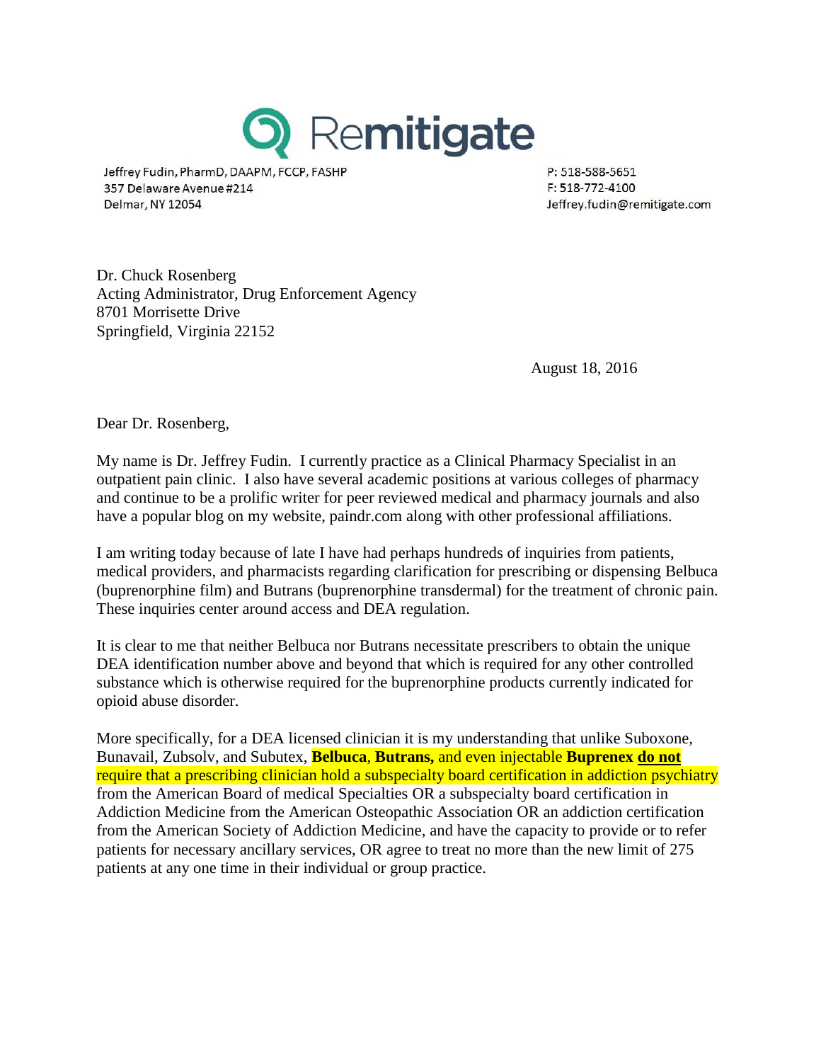# Remitigate

Jeffrey Fudin, PharmD, DAAPM, FCCP, FASHP
357 Delaware Avenue #214
Delmar, NY 12054

P: 518-588-5651
F: 518-772-4100
Jeffrey.fudin@remitigate.com

Dr. Chuck Rosenberg
Acting Administrator, Drug Enforcement Agency
8701 Morrisette Drive
Springfield, Virginia 22152

August 18, 2016

Dear Dr. Rosenberg,

My name is Dr. Jeffrey Fudin. I currently practice as a Clinical Pharmacy Specialist in an outpatient pain clinic. I also have several academic positions at various colleges of pharmacy and continue to be a prolific writer for peer reviewed medical and pharmacy journals and also have a popular blog on my website, paindr.com along with other professional affiliations.

I am writing today because of late I have had perhaps hundreds of inquiries from patients, medical providers, and pharmacists regarding clarification for prescribing or dispensing Belbuca (buprenorphine film) and Butrans (buprenorphine transdermal) for the treatment of chronic pain. These inquiries center around access and DEA regulation.

It is clear to me that neither Belbuca nor Butrans necessitate prescribers to obtain the unique DEA identification number above and beyond that which is required for any other controlled substance which is otherwise required for the buprenorphine products currently indicated for opioid abuse disorder.

More specifically, for a DEA licensed clinician it is my understanding that unlike Suboxone, Bunavail, Zubsolv, and Subutex, **Belbuca**, **Butrans,** and even injectable **Buprenex** **do not** require that a prescribing clinician hold a subspecialty board certification in addiction psychiatry from the American Board of medical Specialties OR a subspecialty board certification in Addiction Medicine from the American Osteopathic Association OR an addiction certification from the American Society of Addiction Medicine, and have the capacity to provide or to refer patients for necessary ancillary services, OR agree to treat no more than the new limit of 275 patients at any one time in their individual or group practice.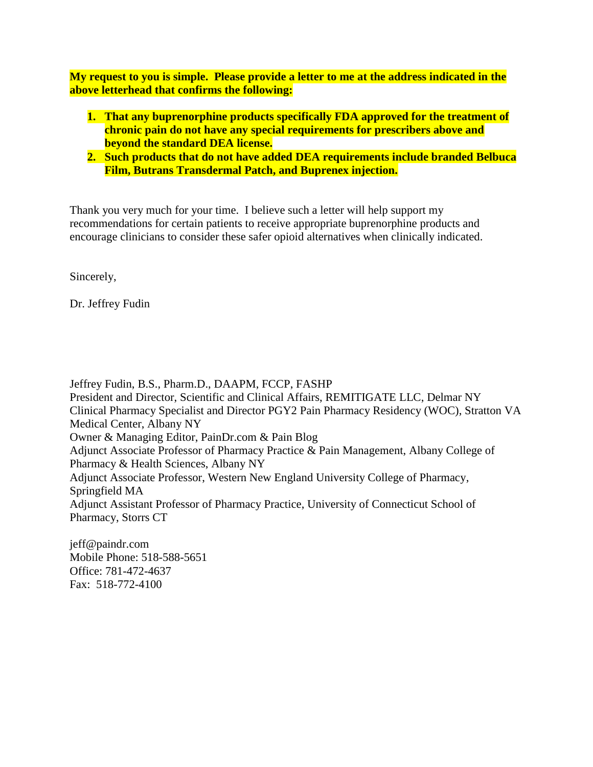**My request to you is simple. Please provide a letter to me at the address indicated in the above letterhead that confirms the following:**

1. **That any buprenorphine products specifically FDA approved for the treatment of chronic pain do not have any special requirements for prescribers above and beyond the standard DEA license.**
2. **Such products that do not have added DEA requirements include branded Belbuca Film, Butrans Transdermal Patch, and Buprenex injection.**

Thank you very much for your time. I believe such a letter will help support my recommendations for certain patients to receive appropriate buprenorphine products and encourage clinicians to consider these safer opioid alternatives when clinically indicated.

Sincerely,

Dr. Jeffrey Fudin

Jeffrey Fudin, B.S., Pharm.D., DAAPM, FCCP, FASHP
President and Director, Scientific and Clinical Affairs, REMITIGATE LLC, Delmar NY
Clinical Pharmacy Specialist and Director PGY2 Pain Pharmacy Residency (WOC), Stratton VA Medical Center, Albany NY
Owner & Managing Editor, PainDr.com & Pain Blog
Adjunct Associate Professor of Pharmacy Practice & Pain Management, Albany College of Pharmacy & Health Sciences, Albany NY
Adjunct Associate Professor, Western New England University College of Pharmacy, Springfield MA
Adjunct Assistant Professor of Pharmacy Practice, University of Connecticut School of Pharmacy, Storrs CT

jeff@paindr.com
Mobile Phone: 518-588-5651
Office: 781-472-4637
Fax: 518-772-4100